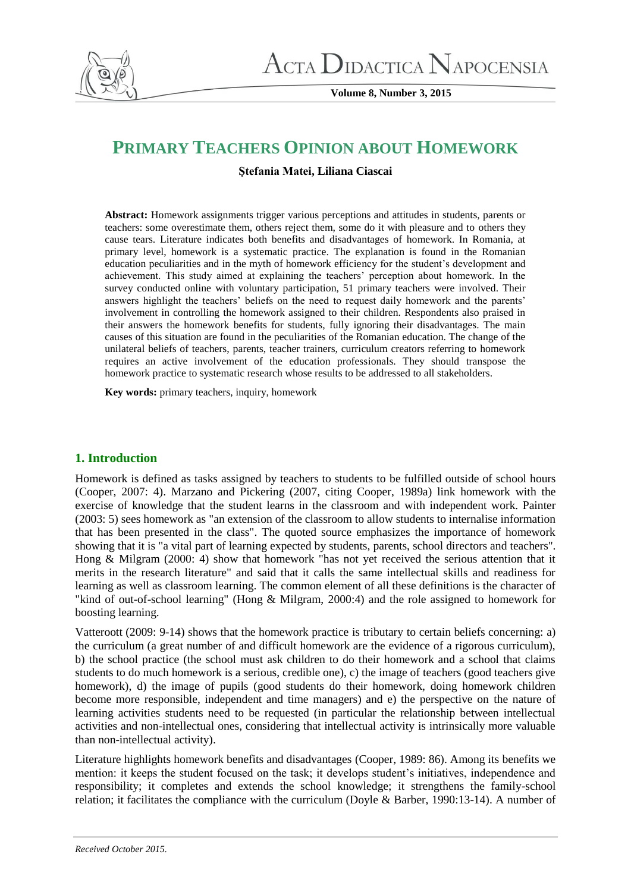# PRIMARY TEACHERS OPINION ABOUT HOMEWORK

**Ştefania Matei, Liliana Ciascai**

**Abstract:** Homework assignments trigger various perceptions and attitudes in students, parents or teachers: some overestimate them, others reject them, some do it with pleasure and to others they cause tears. Literature indicates both benefits and disadvantages of homework. In Romania, at primary level, homework is a systematic practice. The explanation is found in the Romanian education peculiarities and in the myth of homework efficiency for the student's development and achievement. This study aimed at explaining the teachers' perception about homework. In the survey conducted online with voluntary participation, 51 primary teachers were involved. Their answers highlight the teachers' beliefs on the need to request daily homework and the parents' involvement in controlling the homework assigned to their children. Respondents also praised in their answers the homework benefits for students, fully ignoring their disadvantages. The main causes of this situation are found in the peculiarities of the Romanian education. The change of the unilateral beliefs of teachers, parents, teacher trainers, curriculum creators referring to homework requires an active involvement of the education professionals. They should transpose the homework practice to systematic research whose results to be addressed to all stakeholders.

**Key words:** primary teachers, inquiry, homework

## 1. Introduction

Homework is defined as tasks assigned by teachers to students to be fulfilled outside of school hours (Cooper, 2007: 4). Marzano and Pickering (2007, citing Cooper, 1989a) link homework with the exercise of knowledge that the student learns in the classroom and with independent work. Painter (2003: 5) sees homework as "an extension of the classroom to allow students to internalise information that has been presented in the class". The quoted source emphasizes the importance of homework showing that it is "a vital part of learning expected by students, parents, school directors and teachers". Hong & Milgram (2000: 4) show that homework "has not yet received the serious attention that it merits in the research literature" and said that it calls the same intellectual skills and readiness for learning as well as classroom learning. The common element of all these definitions is the character of "kind of out-of-school learning" (Hong & Milgram, 2000:4) and the role assigned to homework for boosting learning.

Vatterott (2009: 9-14) shows that the homework practice is tributary to certain beliefs concerning: a) the curriculum (a great number of and difficult homework are the evidence of a rigorous curriculum), b) the school practice (the school must ask children to do their homework and a school that claims students to do much homework is a serious, credible one), c) the image of teachers (good teachers give homework), d) the image of pupils (good students do their homework, doing homework children become more responsible, independent and time managers) and e) the perspective on the nature of learning activities students need to be requested (in particular the relationship between intellectual activities and non-intellectual ones, considering that intellectual activity is intrinsically more valuable than non-intellectual activity).

Literature highlights homework benefits and disadvantages (Cooper, 1989: 86). Among its benefits we mention: it keeps the student focused on the task; it develops student's initiatives, independence and responsibility; it completes and extends the school knowledge; it strengthens the family-school relation; it facilitates the compliance with the curriculum (Doyle & Barber, 1990:13-14). A number of

*Received October 2015.*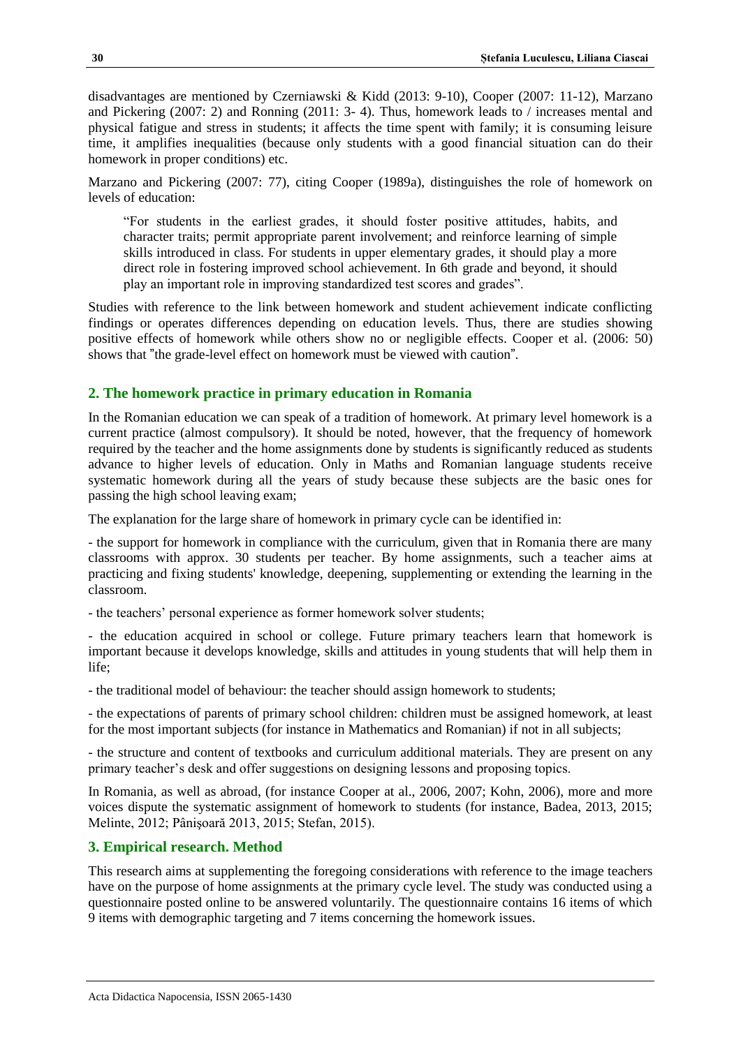disadvantages are mentioned by Czerniawski & Kidd (2013: 9-10), Cooper (2007: 11-12), Marzano and Pickering (2007: 2) and Ronning (2011: 3- 4). Thus, homework leads to / increases mental and physical fatigue and stress in students; it affects the time spent with family; it is consuming leisure time, it amplifies inequalities (because only students with a good financial situation can do their homework in proper conditions) etc.

Marzano and Pickering (2007: 77), citing Cooper (1989a), distinguishes the role of homework on levels of education:

> "For students in the earliest grades, it should foster positive attitudes, habits, and character traits; permit appropriate parent involvement; and reinforce learning of simple skills introduced in class. For students in upper elementary grades, it should play a more direct role in fostering improved school achievement. In 6th grade and beyond, it should play an important role in improving standardized test scores and grades".

Studies with reference to the link between homework and student achievement indicate conflicting findings or operates differences depending on education levels. Thus, there are studies showing positive effects of homework while others show no or negligible effects. Cooper et al. (2006: 50) shows that "the grade-level effect on homework must be viewed with caution".

## 2. The homework practice in primary education in Romania

In the Romanian education we can speak of a tradition of homework. At primary level homework is a current practice (almost compulsory). It should be noted, however, that the frequency of homework required by the teacher and the home assignments done by students is significantly reduced as students advance to higher levels of education. Only in Maths and Romanian language students receive systematic homework during all the years of study because these subjects are the basic ones for passing the high school leaving exam;

The explanation for the large share of homework in primary cycle can be identified in:

- the support for homework in compliance with the curriculum, given that in Romania there are many classrooms with approx. 30 students per teacher. By home assignments, such a teacher aims at practicing and fixing students' knowledge, deepening, supplementing or extending the learning in the classroom.
- the teachers' personal experience as former homework solver students;
- the education acquired in school or college. Future primary teachers learn that homework is important because it develops knowledge, skills and attitudes in young students that will help them in life;
- the traditional model of behaviour: the teacher should assign homework to students;
- the expectations of parents of primary school children: children must be assigned homework, at least for the most important subjects (for instance in Mathematics and Romanian) if not in all subjects;
- the structure and content of textbooks and curriculum additional materials. They are present on any primary teacher's desk and offer suggestions on designing lessons and proposing topics.

In Romania, as well as abroad, (for instance Cooper at al., 2006, 2007; Kohn, 2006), more and more voices dispute the systematic assignment of homework to students (for instance, Badea, 2013, 2015; Melinte, 2012; Pânişoară 2013, 2015; Stefan, 2015).

## 3. Empirical research. Method

This research aims at supplementing the foregoing considerations with reference to the image teachers have on the purpose of home assignments at the primary cycle level. The study was conducted using a questionnaire posted online to be answered voluntarily. The questionnaire contains 16 items of which 9 items with demographic targeting and 7 items concerning the homework issues.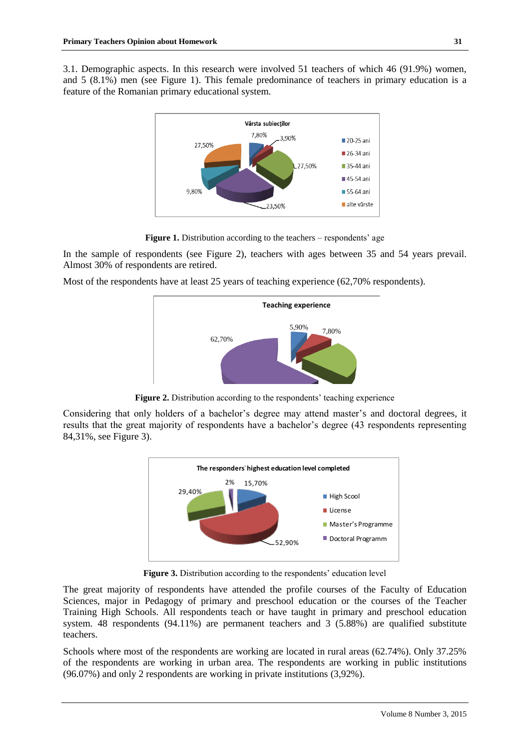3.1. Demographic aspects. In this research were involved 51 teachers of which 46 (91.9%) women, and 5 (8.1%) men (see Figure 1). This female predominance of teachers in primary education is a feature of the Romanian primary educational system.

**Figure 1.** Distribution according to the teachers – respondents' age

In the sample of respondents (see Figure 2), teachers with ages between 35 and 54 years prevail. Almost 30% of respondents are retired.

Most of the respondents have at least 25 years of teaching experience (62,70% respondents).

**Figure 2.** Distribution according to the respondents' teaching experience

Considering that only holders of a bachelor's degree may attend master's and doctoral degrees, it results that the great majority of respondents have a bachelor's degree (43 respondents representing 84,31%, see Figure 3).

**Figure 3.** Distribution according to the respondents' education level

The great majority of respondents have attended the profile courses of the Faculty of Education Sciences, major in Pedagogy of primary and preschool education or the courses of the Teacher Training High Schools. All respondents teach or have taught in primary and preschool education system. 48 respondents (94.11%) are permanent teachers and 3 (5.88%) are qualified substitute teachers.

Schools where most of the respondents are working are located in rural areas (62.74%). Only 37.25% of the respondents are working in urban area. The respondents are working in public institutions (96.07%) and only 2 respondents are working in private institutions (3,92%).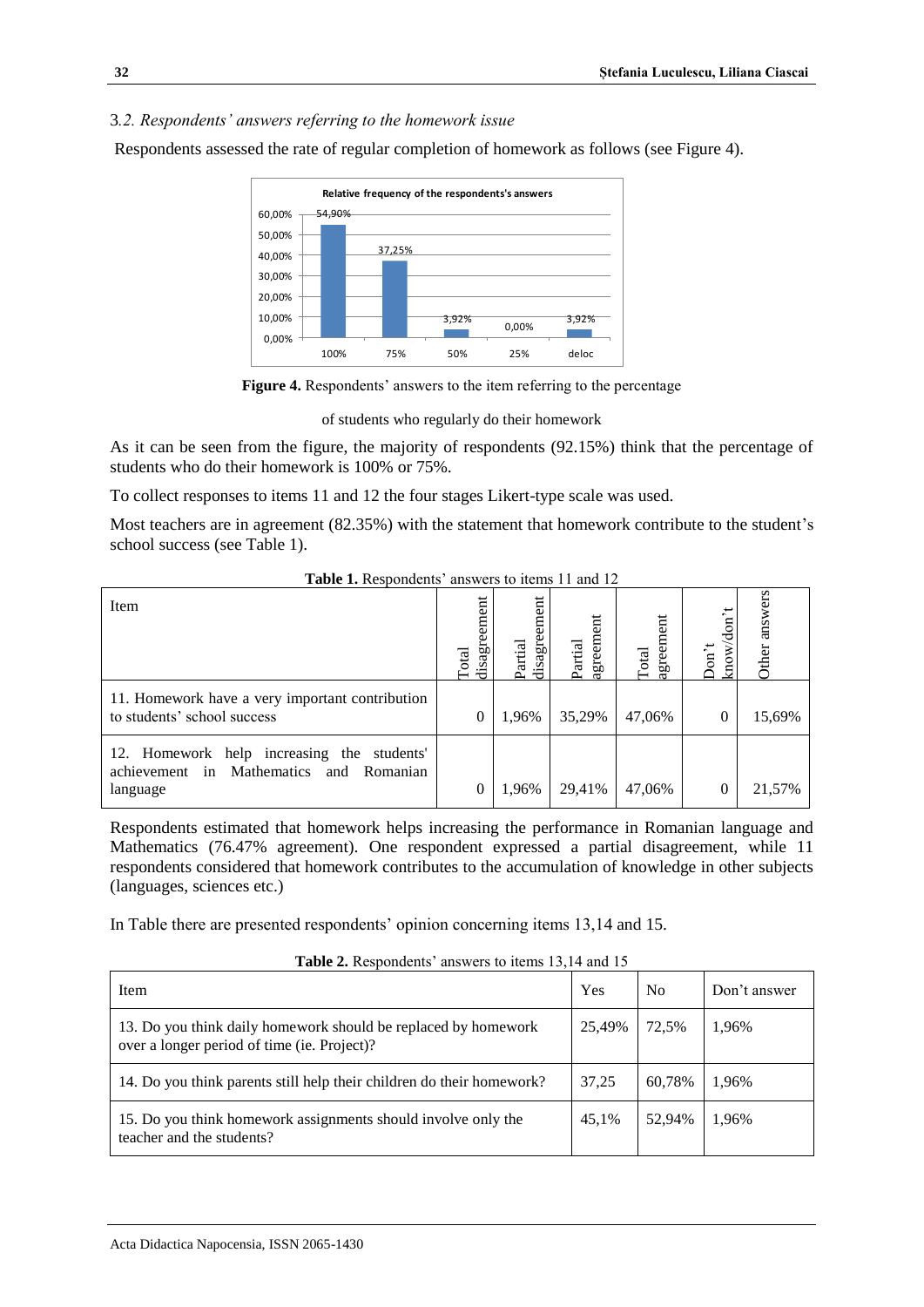### 3*.2. Respondents' answers referring to the homework issue*

Respondents assessed the rate of regular completion of homework as follows (see Figure 4).

**Figure 4.** Respondents' answers to the item referring to the percentage of students who regularly do their homework

As it can be seen from the figure, the majority of respondents (92.15%) think that the percentage of students who do their homework is 100% or 75%.

To collect responses to items 11 and 12 the four stages Likert-type scale was used.

Most teachers are in agreement (82.35%) with the statement that homework contribute to the student's school success (see Table 1).

**Table 1.** Respondents' answers to items 11 and 12

| Item | Total disagreement | Partial disagreement | Partial agreement | Total agreement | Don't know/don't | Other answers |
|---|---|---|---|---|---|---|
| 11. Homework have a very important contribution to students' school success | 0 | 1,96% | 35,29% | 47,06% | 0 | 15,69% |
| 12. Homework help increasing the students' achievement in Mathematics and Romanian language | 0 | 1,96% | 29,41% | 47,06% | 0 | 21,57% |

Respondents estimated that homework helps increasing the performance in Romanian language and Mathematics (76.47% agreement). One respondent expressed a partial disagreement, while 11 respondents considered that homework contributes to the accumulation of knowledge in other subjects (languages, sciences etc.)

In Table there are presented respondents' opinion concerning items 13,14 and 15.

**Table 2.** Respondents' answers to items 13,14 and 15

| Item | Yes | No | Don't answer |
|---|---|---|---|
| 13. Do you think daily homework should be replaced by homework over a longer period of time (ie. Project)? | 25,49% | 72,5% | 1,96% |
| 14. Do you think parents still help their children do their homework? | 37,25 | 60,78% | 1,96% |
| 15. Do you think homework assignments should involve only the teacher and the students? | 45,1% | 52,94% | 1,96% |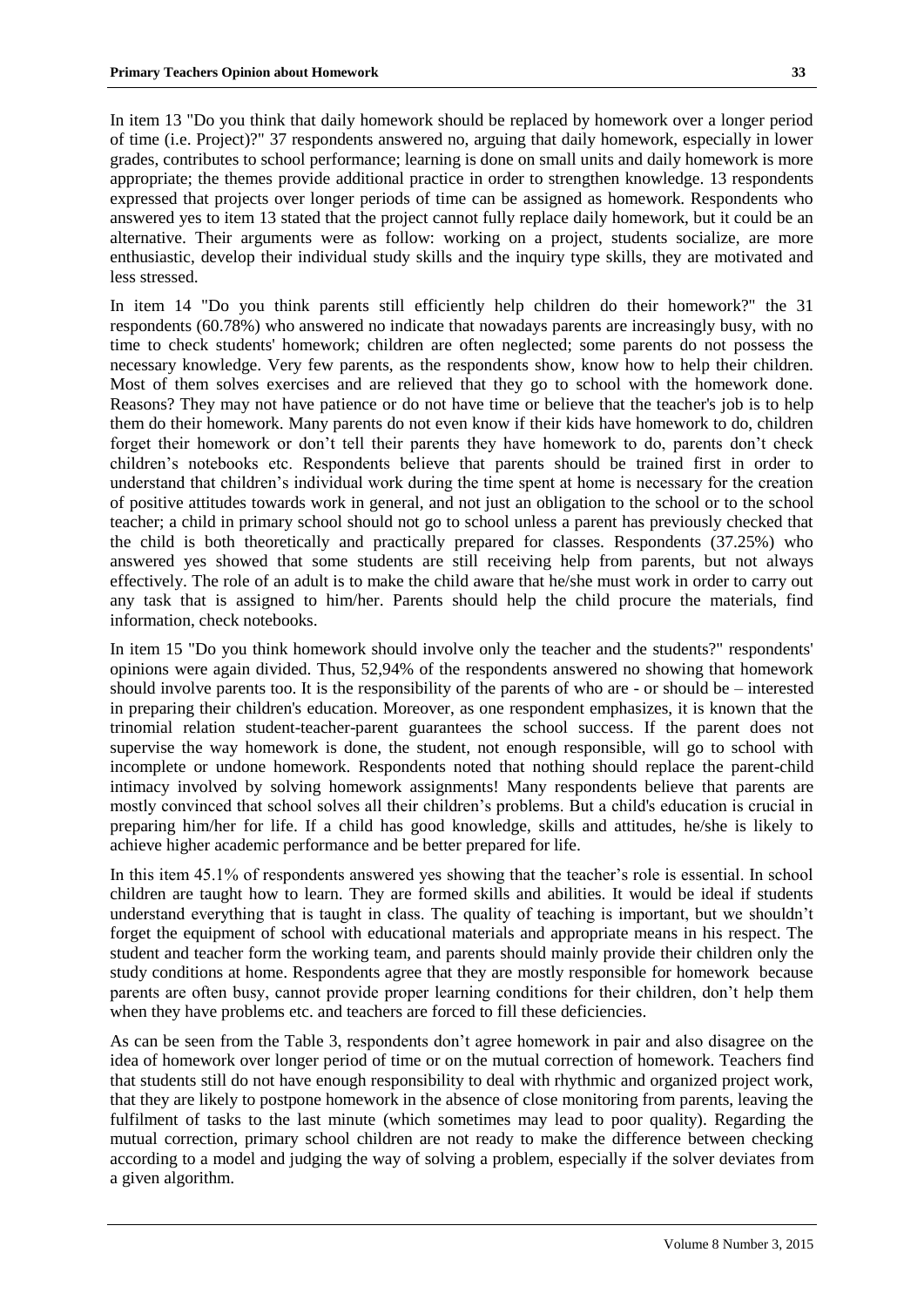In item 13 "Do you think that daily homework should be replaced by homework over a longer period of time (i.e. Project)?" 37 respondents answered no, arguing that daily homework, especially in lower grades, contributes to school performance; learning is done on small units and daily homework is more appropriate; the themes provide additional practice in order to strengthen knowledge. 13 respondents expressed that projects over longer periods of time can be assigned as homework. Respondents who answered yes to item 13 stated that the project cannot fully replace daily homework, but it could be an alternative. Their arguments were as follow: working on a project, students socialize, are more enthusiastic, develop their individual study skills and the inquiry type skills, they are motivated and less stressed.

In item 14 "Do you think parents still efficiently help children do their homework?" the 31 respondents (60.78%) who answered no indicate that nowadays parents are increasingly busy, with no time to check students' homework; children are often neglected; some parents do not possess the necessary knowledge. Very few parents, as the respondents show, know how to help their children. Most of them solves exercises and are relieved that they go to school with the homework done. Reasons? They may not have patience or do not have time or believe that the teacher's job is to help them do their homework. Many parents do not even know if their kids have homework to do, children forget their homework or don't tell their parents they have homework to do, parents don't check children's notebooks etc. Respondents believe that parents should be trained first in order to understand that children's individual work during the time spent at home is necessary for the creation of positive attitudes towards work in general, and not just an obligation to the school or to the school teacher; a child in primary school should not go to school unless a parent has previously checked that the child is both theoretically and practically prepared for classes. Respondents (37.25%) who answered yes showed that some students are still receiving help from parents, but not always effectively. The role of an adult is to make the child aware that he/she must work in order to carry out any task that is assigned to him/her. Parents should help the child procure the materials, find information, check notebooks.

In item 15 "Do you think homework should involve only the teacher and the students?" respondents' opinions were again divided. Thus, 52,94% of the respondents answered no showing that homework should involve parents too. It is the responsibility of the parents of who are - or should be – interested in preparing their children's education. Moreover, as one respondent emphasizes, it is known that the trinomial relation student-teacher-parent guarantees the school success. If the parent does not supervise the way homework is done, the student, not enough responsible, will go to school with incomplete or undone homework. Respondents noted that nothing should replace the parent-child intimacy involved by solving homework assignments! Many respondents believe that parents are mostly convinced that school solves all their children's problems. But a child's education is crucial in preparing him/her for life. If a child has good knowledge, skills and attitudes, he/she is likely to achieve higher academic performance and be better prepared for life.

In this item 45.1% of respondents answered yes showing that the teacher's role is essential. In school children are taught how to learn. They are formed skills and abilities. It would be ideal if students understand everything that is taught in class. The quality of teaching is important, but we shouldn't forget the equipment of school with educational materials and appropriate means in his respect. The student and teacher form the working team, and parents should mainly provide their children only the study conditions at home. Respondents agree that they are mostly responsible for homework because parents are often busy, cannot provide proper learning conditions for their children, don't help them when they have problems etc. and teachers are forced to fill these deficiencies.

As can be seen from the Table 3, respondents don't agree homework in pair and also disagree on the idea of homework over longer period of time or on the mutual correction of homework. Teachers find that students still do not have enough responsibility to deal with rhythmic and organized project work, that they are likely to postpone homework in the absence of close monitoring from parents, leaving the fulfilment of tasks to the last minute (which sometimes may lead to poor quality). Regarding the mutual correction, primary school children are not ready to make the difference between checking according to a model and judging the way of solving a problem, especially if the solver deviates from a given algorithm.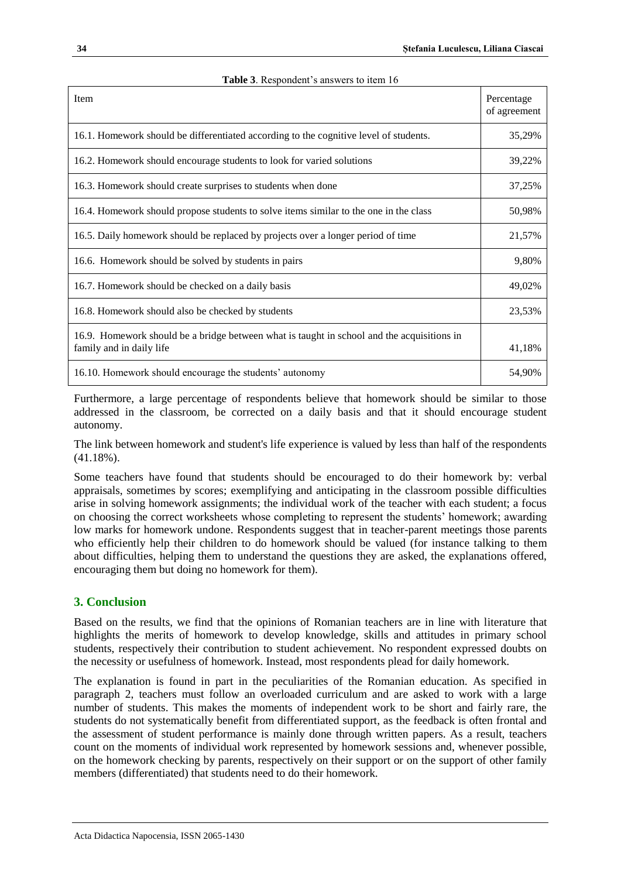**Table 3**. Respondent's answers to item 16

| Item | Percentage of agreement |
|---|---|
| 16.1. Homework should be differentiated according to the cognitive level of students. | 35,29% |
| 16.2. Homework should encourage students to look for varied solutions | 39,22% |
| 16.3. Homework should create surprises to students when done | 37,25% |
| 16.4. Homework should propose students to solve items similar to the one in the class | 50,98% |
| 16.5. Daily homework should be replaced by projects over a longer period of time | 21,57% |
| 16.6. Homework should be solved by students in pairs | 9,80% |
| 16.7. Homework should be checked on a daily basis | 49,02% |
| 16.8. Homework should also be checked by students | 23,53% |
| 16.9. Homework should be a bridge between what is taught in school and the acquisitions in family and in daily life | 41,18% |
| 16.10. Homework should encourage the students' autonomy | 54,90% |

Furthermore, a large percentage of respondents believe that homework should be similar to those addressed in the classroom, be corrected on a daily basis and that it should encourage student autonomy.

The link between homework and student's life experience is valued by less than half of the respondents (41.18%).

Some teachers have found that students should be encouraged to do their homework by: verbal appraisals, sometimes by scores; exemplifying and anticipating in the classroom possible difficulties arise in solving homework assignments; the individual work of the teacher with each student; a focus on choosing the correct worksheets whose completing to represent the students' homework; awarding low marks for homework undone. Respondents suggest that in teacher-parent meetings those parents who efficiently help their children to do homework should be valued (for instance talking to them about difficulties, helping them to understand the questions they are asked, the explanations offered, encouraging them but doing no homework for them).

## 3. Conclusion

Based on the results, we find that the opinions of Romanian teachers are in line with literature that highlights the merits of homework to develop knowledge, skills and attitudes in primary school students, respectively their contribution to student achievement. No respondent expressed doubts on the necessity or usefulness of homework. Instead, most respondents plead for daily homework.

The explanation is found in part in the peculiarities of the Romanian education. As specified in paragraph 2, teachers must follow an overloaded curriculum and are asked to work with a large number of students. This makes the moments of independent work to be short and fairly rare, the students do not systematically benefit from differentiated support, as the feedback is often frontal and the assessment of student performance is mainly done through written papers. As a result, teachers count on the moments of individual work represented by homework sessions and, whenever possible, on the homework checking by parents, respectively on their support or on the support of other family members (differentiated) that students need to do their homework.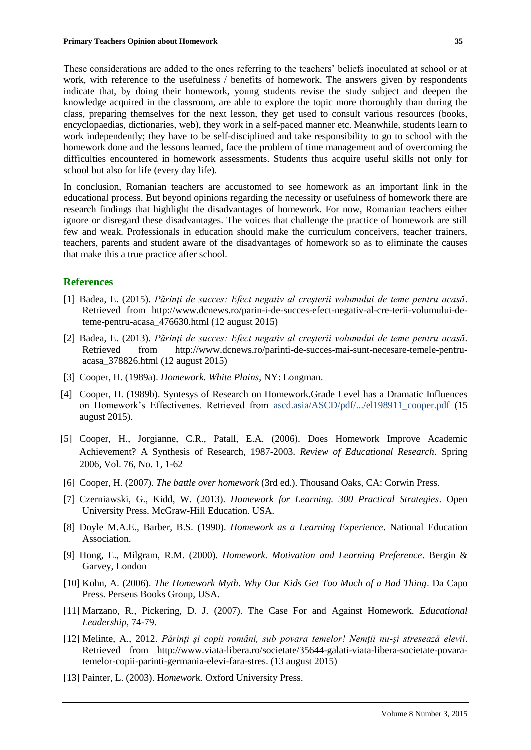These considerations are added to the ones referring to the teachers' beliefs inoculated at school or at work, with reference to the usefulness / benefits of homework. The answers given by respondents indicate that, by doing their homework, young students revise the study subject and deepen the knowledge acquired in the classroom, are able to explore the topic more thoroughly than during the class, preparing themselves for the next lesson, they get used to consult various resources (books, encyclopaedias, dictionaries, web), they work in a self-paced manner etc. Meanwhile, students learn to work independently; they have to be self-disciplined and take responsibility to go to school with the homework done and the lessons learned, face the problem of time management and of overcoming the difficulties encountered in homework assessments. Students thus acquire useful skills not only for school but also for life (every day life).

In conclusion, Romanian teachers are accustomed to see homework as an important link in the educational process. But beyond opinions regarding the necessity or usefulness of homework there are research findings that highlight the disadvantages of homework. For now, Romanian teachers either ignore or disregard these disadvantages. The voices that challenge the practice of homework are still few and weak. Professionals in education should make the curriculum conceivers, teacher trainers, teachers, parents and student aware of the disadvantages of homework so as to eliminate the causes that make this a true practice after school.

## References

[1] Badea, E. (2015). *Părinţi de succes: Efect negativ al creșterii volumului de teme pentru acasă*. Retrieved from http://www.dcnews.ro/parin-i-de-succes-efect-negativ-al-cre-terii-volumului-de-teme-pentru-acasa_476630.html (12 august 2015)

[2] Badea, E. (2013). *Părinţi de succes: Efect negativ al creșterii volumului de teme pentru acasă*. Retrieved from http://www.dcnews.ro/parinti-de-succes-mai-sunt-necesare-temele-pentru-acasa_378826.html (12 august 2015)

[3] Cooper, H. (1989a). *Homework. White Plains*, NY: Longman.

[4] Cooper, H. (1989b). Syntesys of Research on Homework.Grade Level has a Dramatic Influences on Homework's Effectivenes. Retrieved from ascd.asia/ASCD/pdf/.../el198911_cooper.pdf (15 august 2015).

[5] Cooper, H., Jorgianne, C.R., Patall, E.A. (2006). Does Homework Improve Academic Achievement? A Synthesis of Research, 1987-2003. *Review of Educational Research*. Spring 2006, Vol. 76, No. 1, 1-62

[6] Cooper, H. (2007). *The battle over homework* (3rd ed.). Thousand Oaks, CA: Corwin Press.

[7] Czerniawski, G., Kidd, W. (2013). *Homework for Learning. 300 Practical Strategies*. Open University Press. McGraw-Hill Education. USA.

[8] Doyle M.A.E., Barber, B.S. (1990). *Homework as a Learning Experience*. National Education Association.

[9] Hong, E., Milgram, R.M. (2000). *Homework. Motivation and Learning Preference*. Bergin & Garvey, London

[10] Kohn, A. (2006). *The Homework Myth. Why Our Kids Get Too Much of a Bad Thing*. Da Capo Press. Perseus Books Group, USA.

[11] Marzano, R., Pickering, D. J. (2007). The Case For and Against Homework. *Educational Leadership*, 74-79.

[12] Melinte, A., 2012. *Părinţi şi copii români, sub povara temelor! Nemţii nu-şi stresează elevii*. Retrieved from http://www.viata-libera.ro/societate/35644-galati-viata-libera-societate-povara-temelor-copii-parinti-germania-elevi-fara-stres. (13 august 2015)

[13] Painter, L. (2003). H*omewor*k. Oxford University Press.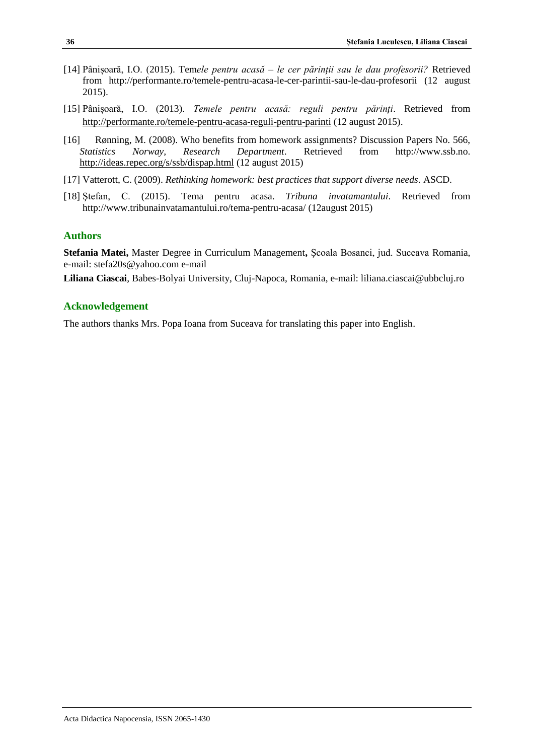[14] Pânișoară, I.O. (2015). Tem*ele pentru acasă – le cer părinții sau le dau profesorii?* Retrieved from http://performante.ro/temele-pentru-acasa-le-cer-parintii-sau-le-dau-profesorii (12 august 2015).

[15] Pânișoară, I.O. (2013). *Temele pentru acasă: reguli pentru părinți*. Retrieved from http://performante.ro/temele-pentru-acasa-reguli-pentru-parinti (12 august 2015).

[16] Rønning, M. (2008). Who benefits from homework assignments? Discussion Papers No. 566, *Statistics Norway, Research Department*. Retrieved from http://www.ssb.no. http://ideas.repec.org/s/ssb/dispap.html (12 august 2015)

[17] Vatterott, C. (2009). *Rethinking homework: best practices that support diverse needs*. ASCD.

[18] Ștefan, C. (2015). Tema pentru acasa. *Tribuna invatamantului*. Retrieved from http://www.tribunainvatamantului.ro/tema-pentru-acasa/ (12august 2015)

## Authors

**Stefania Matei,** Master Degree in Curriculum Management**,** Şcoala Bosanci, jud. Suceava Romania, e-mail: stefa20s@yahoo.com e-mail

**Liliana Ciascai**, Babes-Bolyai University, Cluj-Napoca, Romania, e-mail: liliana.ciascai@ubbcluj.ro

## Acknowledgement

The authors thanks Mrs. Popa Ioana from Suceava for translating this paper into English.